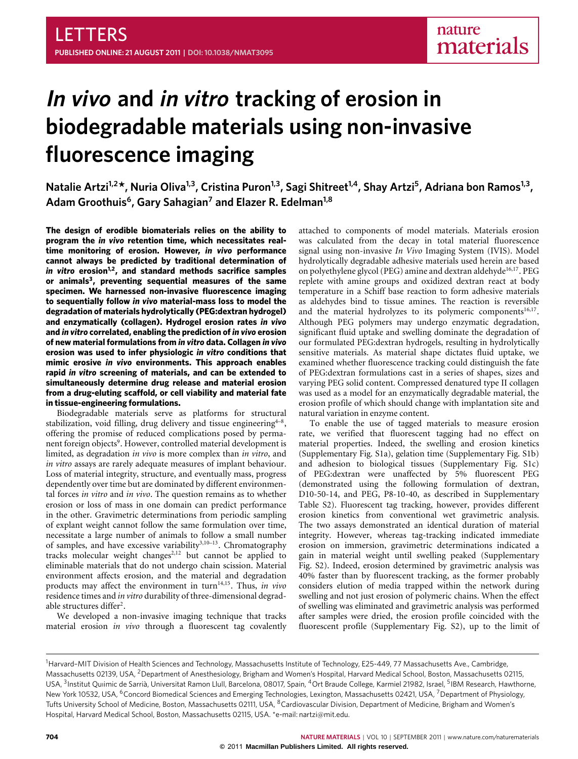# *In vivo* and *in vitro* tracking of erosion in biodegradable materials using non-invasive fluorescence imaging

**Natalie Artzi[1,2]*, Nuria Oliva[1,3], Cristina Puron[1,3], Sagi Shitreet[1,4], Shay Artzi[5], Adriana bon Ramos[1,3], Adam Groothuis[6], Gary Sahagian[7] and Elazer R. Edelman[1,8]**

**The design of erodible biomaterials relies on the ability to program the *in vivo* retention time, which necessitates real-time monitoring of erosion. However, *in vivo* performance cannot always be predicted by traditional determination of *in vitro* erosion[1,2], and standard methods sacrifice samples or animals[3], preventing sequential measures of the same specimen. We harnessed non-invasive fluorescence imaging to sequentially follow *in vivo* material-mass loss to model the degradation of materials hydrolytically (PEG:dextran hydrogel) and enzymatically (collagen). Hydrogel erosion rates *in vivo* and *in vitro* correlated, enabling the prediction of *in vivo* erosion of new material formulations from *in vitro* data. Collagen *in vivo* erosion was used to infer physiologic *in vitro* conditions that mimic erosive *in vivo* environments. This approach enables rapid *in vitro* screening of materials, and can be extended to simultaneously determine drug release and material erosion from a drug-eluting scaffold, or cell viability and material fate in tissue-engineering formulations.**

Biodegradable materials serve as platforms for structural stabilization, void filling, drug delivery and tissue engineering[4–8], offering the promise of reduced complications posed by permanent foreign objects[9]. However, controlled material development is limited, as degradation *in vivo* is more complex than *in vitro*, and *in vitro* assays are rarely adequate measures of implant behaviour. Loss of material integrity, structure, and eventually mass, progress dependently over time but are dominated by different environmental forces *in vitro* and *in vivo*. The question remains as to whether erosion or loss of mass in one domain can predict performance in the other. Gravimetric determinations from periodic sampling of explant weight cannot follow the same formulation over time, necessitate a large number of animals to follow a small number of samples, and have excessive variability[3,10–13]. Chromatography tracks molecular weight changes[2,12] but cannot be applied to eliminable materials that do not undergo chain scission. Material environment affects erosion, and the material and degradation products may affect the environment in turn[14,15]. Thus, *in vivo* residence times and *in vitro* durability of three-dimensional degradable structures differ[2].

We developed a non-invasive imaging technique that tracks material erosion *in vivo* through a fluorescent tag covalently attached to components of model materials. Materials erosion was calculated from the decay in total material fluorescence signal using non-invasive *In Vivo* Imaging System (IVIS). Model hydrolytically degradable adhesive materials used herein are based on polyethylene glycol (PEG) amine and dextran aldehyde[16,17]. PEG replete with amine groups and oxidized dextran react at body temperature in a Schiff base reaction to form adhesive materials as aldehydes bind to tissue amines. The reaction is reversible and the material hydrolyzes to its polymeric components[16,17]. Although PEG polymers may undergo enzymatic degradation, significant fluid uptake and swelling dominate the degradation of our formulated PEG:dextran hydrogels, resulting in hydrolytically sensitive materials. As material shape dictates fluid uptake, we examined whether fluorescence tracking could distinguish the fate of PEG:dextran formulations cast in a series of shapes, sizes and varying PEG solid content. Compressed denatured type II collagen was used as a model for an enzymatically degradable material, the erosion profile of which should change with implantation site and natural variation in enzyme content.

To enable the use of tagged materials to measure erosion rate, we verified that fluorescent tagging had no effect on material properties. Indeed, the swelling and erosion kinetics (Supplementary Fig. S1a), gelation time (Supplementary Fig. S1b) and adhesion to biological tissues (Supplementary Fig. S1c) of PEG:dextran were unaffected by 5% fluorescent PEG (demonstrated using the following formulation of dextran, D10-50-14, and PEG, P8-10-40, as described in Supplementary Table S2). Fluorescent tag tracking, however, provides different erosion kinetics from conventional wet gravimetric analysis. The two assays demonstrated an identical duration of material integrity. However, whereas tag-tracking indicated immediate erosion on immersion, gravimetric determinations indicated a gain in material weight until swelling peaked (Supplementary Fig. S2). Indeed, erosion determined by gravimetric analysis was 40% faster than by fluorescent tracking, as the former probably considers elution of media trapped within the network during swelling and not just erosion of polymeric chains. When the effect of swelling was eliminated and gravimetric analysis was performed after samples were dried, the erosion profile coincided with the fluorescent profile (Supplementary Fig. S2), up to the limit of

---

[1]Harvard–MIT Division of Health Sciences and Technology, Massachusetts Institute of Technology, E25-449, 77 Massachusetts Ave., Cambridge, Massachusetts 02139, USA, [2]Department of Anesthesiology, Brigham and Women's Hospital, Harvard Medical School, Boston, Massachusetts 02115, USA, [3]Institut Quiimic de Sarrià, Universitat Ramon Llull, Barcelona, 08017, Spain, [4]Ort Braude College, Karmiel 21982, Israel, [5]IBM Research, Hawthorne, New York 10532, USA, [6]Concord Biomedical Sciences and Emerging Technologies, Lexington, Massachusetts 02421, USA, [7]Department of Physiology, Tufts University School of Medicine, Boston, Massachusetts 02111, USA, [8]Cardiovascular Division, Department of Medicine, Brigham and Women's Hospital, Harvard Medical School, Boston, Massachusetts 02115, USA. *e-mail: nartzi@mit.edu.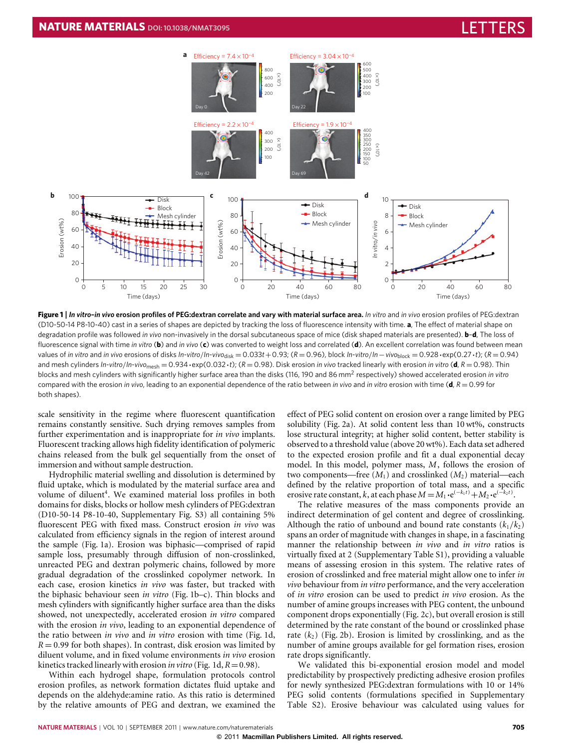**Figure 1 | *In vitro*–*in vivo* erosion profiles of PEG:dextran correlate and vary with material surface area.** *In vitro* and *in vivo* erosion profiles of PEG:dextran (D10-50-14 P8-10-40) cast in a series of shapes are depicted by tracking the loss of fluorescence intensity with time. **a**, The effect of material shape on degradation profile was followed *in vivo* non-invasively in the dorsal subcutaneous space of mice (disk shaped materials are presented). **b**–**d**, The loss of fluorescence signal with time *in vitro* (**b**) and *in vivo* (**c**) was converted to weight loss and correlated (**d**). An excellent correlation was found between mean values of *in vitro* and *in vivo* erosions of disks $In\text{-}vitro/In\text{-}vivo_{disk} = 0.033t + 0.93$; ($R = 0.96$), block $In\text{-}vitro/In - vivo_{block} = 0.928 \cdot \exp(0.27 \cdot t)$; ($R = 0.94$) and mesh cylinders $In\text{-}vitro/In\text{-}vivo_{mesh} = 0.934 \cdot \exp(0.032 \cdot t)$; ($R = 0.98$). Disk erosion *in vivo* tracked linearly with erosion *in vitro* (**d**, $R = 0.98$). Thin blocks and mesh cylinders with significantly higher surface area than the disks (116, 190 and 86 $mm^2$ respectively) showed accelerated erosion *in vitro* compared with the erosion *in vivo*, leading to an exponential dependence of the ratio between *in vivo* and *in vitro* erosion with time (**d**, $R = 0.99$ for both shapes).

scale sensitivity in the regime where fluorescent quantification remains constantly sensitive. Such drying removes samples from further experimentation and is inappropriate for *in vivo* implants. Fluorescent tracking allows high fidelity identification of polymeric chains released from the bulk gel sequentially from the onset of immersion and without sample destruction.

Hydrophilic material swelling and dissolution is determined by fluid uptake, which is modulated by the material surface area and volume of diluent[4]. We examined material loss profiles in both domains for disks, blocks or hollow mesh cylinders of PEG:dextran (D10-50-14 P8-10-40, Supplementary Fig. S3) all containing 5% fluorescent PEG with fixed mass. Construct erosion *in vivo* was calculated from efficiency signals in the region of interest around the sample (Fig. 1a). Erosion was biphasic—comprised of rapid sample loss, presumably through diffusion of non-crosslinked, unreacted PEG and dextran polymeric chains, followed by more gradual degradation of the crosslinked copolymer network. In each case, erosion kinetics *in vivo* was faster, but tracked with the biphasic behaviour seen *in vitro* (Fig. 1b–c). Thin blocks and mesh cylinders with significantly higher surface area than the disks showed, not unexpectedly, accelerated erosion *in vitro* compared with the erosion *in vivo*, leading to an exponential dependence of the ratio between *in vivo* and *in vitro* erosion with time (Fig. 1d, $R = 0.99$ for both shapes). In contrast, disk erosion was limited by diluent volume, and in fixed volume environments *in vivo* erosion kinetics tracked linearly with erosion *in vitro* (Fig. 1d, $R = 0.98$).

Within each hydrogel shape, formulation protocols control erosion profiles, as network formation dictates fluid uptake and depends on the aldehyde:amine ratio. As this ratio is determined by the relative amounts of PEG and dextran, we examined the effect of PEG solid content on erosion over a range limited by PEG solubility (Fig. 2a). At solid content less than 10 wt%, constructs lose structural integrity; at higher solid content, better stability is observed to a threshold value (above 20 wt%). Each data set adhered to the expected erosion profile and fit a dual exponential decay model. In this model, polymer mass, $M$, follows the erosion of two components—free ($M_1$) and crosslinked ($M_2$) material—each defined by the relative proportion of total mass, and a specific erosive rate constant, $k$, at each phase $M = M_1 \cdot e^{(-k_1 t)} + M_2 \cdot e^{(-k_2 t)}$.

The relative measures of the mass components provide an indirect determination of gel content and degree of crosslinking. Although the ratio of unbound and bound rate constants ($k_1/k_2$) spans an order of magnitude with changes in shape, in a fascinating manner the relationship between *in vivo* and *in vitro* ratios is virtually fixed at 2 (Supplementary Table S1), providing a valuable means of assessing erosion in this system. The relative rates of erosion of crosslinked and free material might allow one to infer *in vivo* behaviour from *in vitro* performance, and the very acceleration of *in vitro* erosion can be used to predict *in vivo* erosion. As the number of amine groups increases with PEG content, the unbound component drops exponentially (Fig. 2c), but overall erosion is still determined by the rate constant of the bound or crosslinked phase rate ($k_2$) (Fig. 2b). Erosion is limited by crosslinking, and as the number of amine groups available for gel formation rises, erosion rate drops significantly.

We validated this bi-exponential erosion model and model predictability by prospectively predicting adhesive erosion profiles for newly synthesized PEG:dextran formulations with 10 or 14% PEG solid contents (formulations specified in Supplementary Table S2). Erosive behaviour was calculated using values for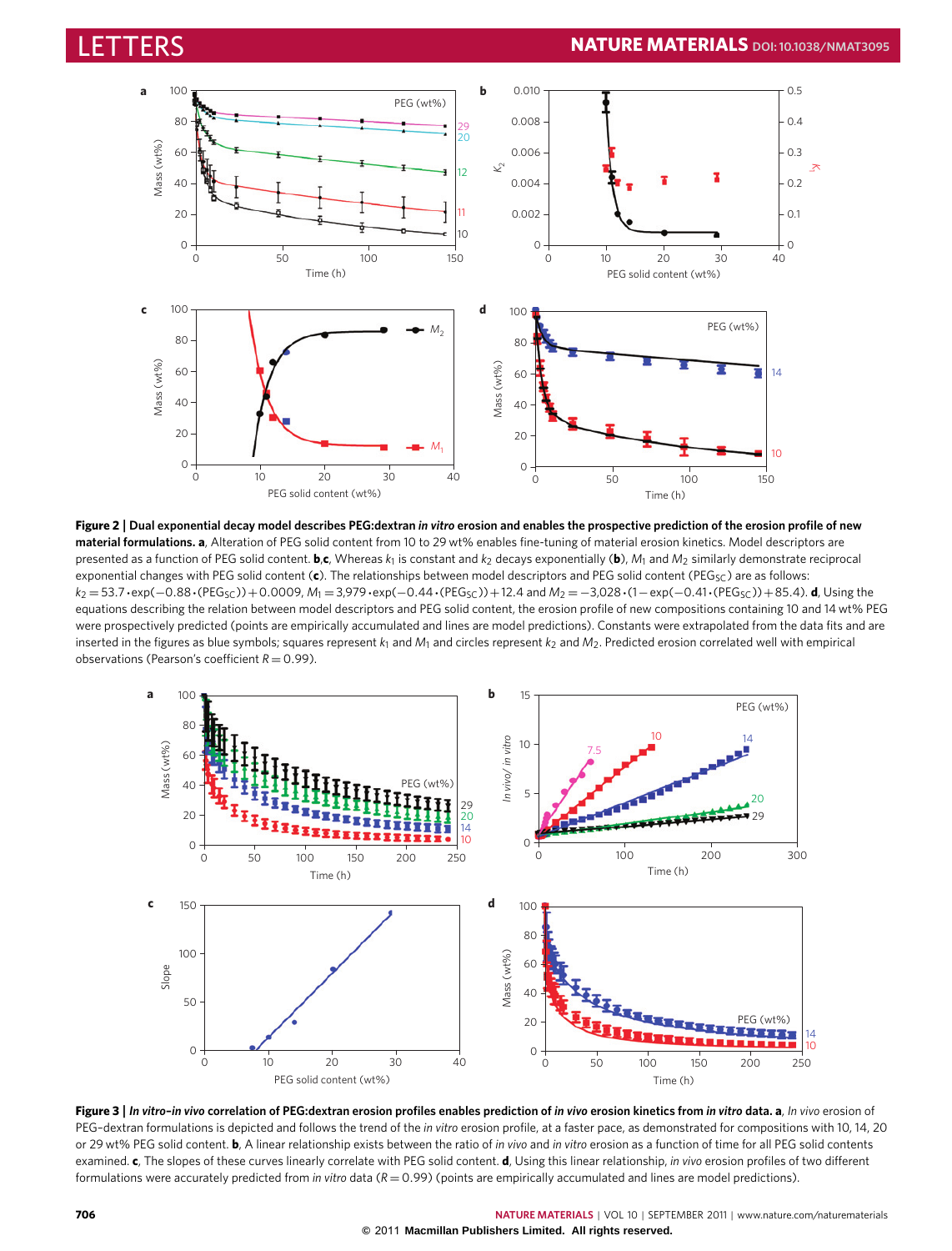**Figure 2 | Dual exponential decay model describes PEG:dextran *in vitro* erosion and enables the prospective prediction of the erosion profile of new material formulations.** **a**, Alteration of PEG solid content from 10 to 29 wt% enables fine-tuning of material erosion kinetics. Model descriptors are presented as a function of PEG solid content. **b**,**c**, Whereas $k_1$ is constant and $k_2$ decays exponentially (**b**), $M_1$ and $M_2$ similarly demonstrate reciprocal exponential changes with PEG solid content (**c**). The relationships between model descriptors and PEG solid content ($PEG_{SC}$) are as follows: $k_2 = 53.7 \cdot \exp(-0.88 \cdot (PEG_{SC})) + 0.0009$, $M_1 = 3{,}979 \cdot \exp(-0.44 \cdot (PEG_{SC})) + 12.4$ and $M_2 = -3{,}028 \cdot (1 - \exp(-0.41 \cdot (PEG_{SC})) + 85.4)$. **d**, Using the equations describing the relation between model descriptors and PEG solid content, the erosion profile of new compositions containing 10 and 14 wt% PEG were prospectively predicted (points are empirically accumulated and lines are model predictions). Constants were extrapolated from the data fits and are inserted in the figures as blue symbols; squares represent $k_1$ and $M_1$ and circles represent $k_2$ and $M_2$. Predicted erosion correlated well with empirical observations (Pearson's coefficient $R = 0.99$).

**Figure 3 | *In vitro*–*in vivo* correlation of PEG:dextran erosion profiles enables prediction of *in vivo* erosion kinetics from *in vitro* data.** **a**, *In vivo* erosion of PEG–dextran formulations is depicted and follows the trend of the *in vitro* erosion profile, at a faster pace, as demonstrated for compositions with 10, 14, 20 or 29 wt% PEG solid content. **b**, A linear relationship exists between the ratio of *in vivo* and *in vitro* erosion as a function of time for all PEG solid contents examined. **c**, The slopes of these curves linearly correlate with PEG solid content. **d**, Using this linear relationship, *in vivo* erosion profiles of two different formulations were accurately predicted from *in vitro* data ($R = 0.99$) (points are empirically accumulated and lines are model predictions).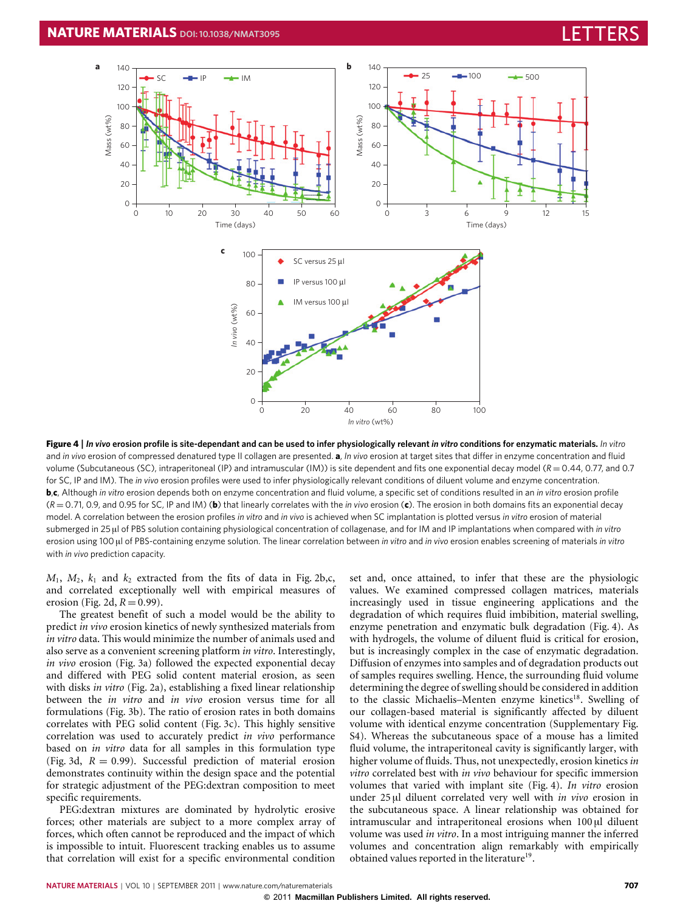**Figure 4 | *In vivo* erosion profile is site-dependant and can be used to infer physiologically relevant *in vitro* conditions for enzymatic materials.** *In vitro* and *in vivo* erosion of compressed denatured type II collagen are presented. **a**, *In vivo* erosion at target sites that differ in enzyme concentration and fluid volume (Subcutaneous (SC), intraperitoneal (IP) and intramuscular (IM)) is site dependent and fits one exponential decay model ($R = 0.44$, 0.77, and 0.7 for SC, IP and IM). The *in vivo* erosion profiles were used to infer physiologically relevant conditions of diluent volume and enzyme concentration. **b**,**c**, Although *in vitro* erosion depends both on enzyme concentration and fluid volume, a specific set of conditions resulted in an *in vitro* erosion profile ($R = 0.71$, 0.9, and 0.95 for SC, IP and IM) (**b**) that linearly correlates with the *in vivo* erosion (**c**). The erosion in both domains fits an exponential decay model. A correlation between the erosion profiles *in vitro* and *in vivo* is achieved when SC implantation is plotted versus *in vitro* erosion of material submerged in 25 µl of PBS solution containing physiological concentration of collagenase, and for IM and IP implantations when compared with *in vitro* erosion using 100 µl of PBS-containing enzyme solution. The linear correlation between *in vitro* and *in vivo* erosions enables screening of materials *in vitro* with *in vivo* prediction capacity.

$M_1$, $M_2$, $k_1$ and $k_2$ extracted from the fits of data in Fig. 2b,c, and correlated exceptionally well with empirical measures of erosion (Fig. 2d, $R = 0.99$).

The greatest benefit of such a model would be the ability to predict *in vivo* erosion kinetics of newly synthesized materials from *in vitro* data. This would minimize the number of animals used and also serve as a convenient screening platform *in vitro*. Interestingly, *in vivo* erosion (Fig. 3a) followed the expected exponential decay and differed with PEG solid content material erosion, as seen with disks *in vitro* (Fig. 2a), establishing a fixed linear relationship between the *in vitro* and *in vivo* erosion versus time for all formulations (Fig. 3b). The ratio of erosion rates in both domains correlates with PEG solid content (Fig. 3c). This highly sensitive correlation was used to accurately predict *in vivo* performance based on *in vitro* data for all samples in this formulation type (Fig. 3d, $R = 0.99$). Successful prediction of material erosion demonstrates continuity within the design space and the potential for strategic adjustment of the PEG:dextran composition to meet specific requirements.

PEG:dextran mixtures are dominated by hydrolytic erosive forces; other materials are subject to a more complex array of forces, which often cannot be reproduced and the impact of which is impossible to intuit. Fluorescent tracking enables us to assume that correlation will exist for a specific environmental condition set and, once attained, to infer that these are the physiologic values. We examined compressed collagen matrices, materials increasingly used in tissue engineering applications and the degradation of which requires fluid imbibition, material swelling, enzyme penetration and enzymatic bulk degradation (Fig. 4). As with hydrogels, the volume of diluent fluid is critical for erosion, but is increasingly complex in the case of enzymatic degradation. Diffusion of enzymes into samples and of degradation products out of samples requires swelling. Hence, the surrounding fluid volume determining the degree of swelling should be considered in addition to the classic Michaelis–Menten enzyme kinetics[18]. Swelling of our collagen-based material is significantly affected by diluent volume with identical enzyme concentration (Supplementary Fig. S4). Whereas the subcutaneous space of a mouse has a limited fluid volume, the intraperitoneal cavity is significantly larger, with higher volume of fluids. Thus, not unexpectedly, erosion kinetics *in vitro* correlated best with *in vivo* behaviour for specific immersion volumes that varied with implant site (Fig. 4). *In vitro* erosion under 25 µl diluent correlated very well with *in vivo* erosion in the subcutaneous space. A linear relationship was obtained for intramuscular and intraperitoneal erosions when 100 µl diluent volume was used *in vitro*. In a most intriguing manner the inferred volumes and concentration align remarkably with empirically obtained values reported in the literature[19].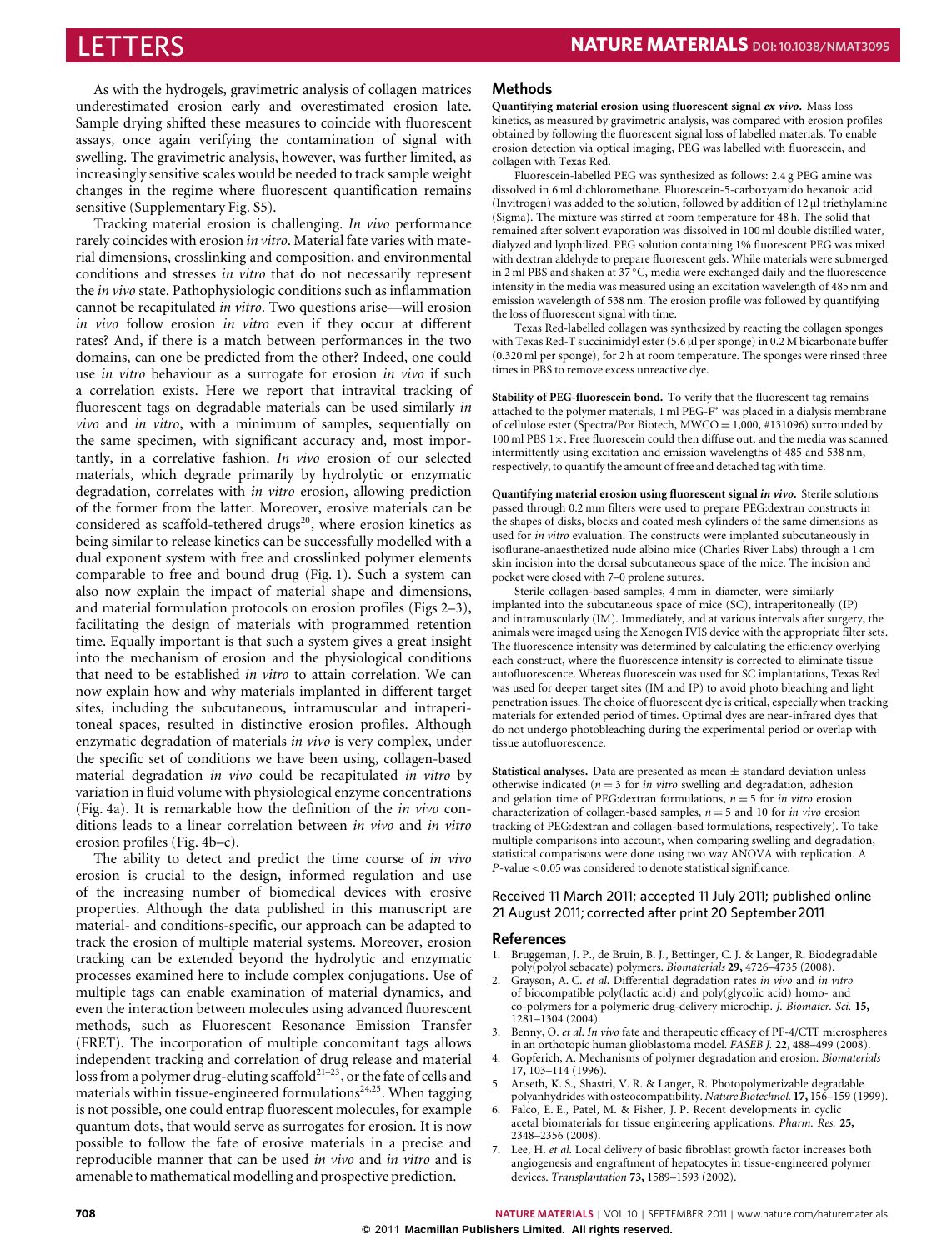As with the hydrogels, gravimetric analysis of collagen matrices underestimated erosion early and overestimated erosion late. Sample drying shifted these measures to coincide with fluorescent assays, once again verifying the contamination of signal with swelling. The gravimetric analysis, however, was further limited, as increasingly sensitive scales would be needed to track sample weight changes in the regime where fluorescent quantification remains sensitive (Supplementary Fig. S5).

Tracking material erosion is challenging. *In vivo* performance rarely coincides with erosion *in vitro*. Material fate varies with material dimensions, crosslinking and composition, and environmental conditions and stresses *in vitro* that do not necessarily represent the *in vivo* state. Pathophysiologic conditions such as inflammation cannot be recapitulated *in vitro*. Two questions arise—will erosion *in vivo* follow erosion *in vitro* even if they occur at different rates? And, if there is a match between performances in the two domains, can one be predicted from the other? Indeed, one could use *in vitro* behaviour as a surrogate for erosion *in vivo* if such a correlation exists. Here we report that intravital tracking of fluorescent tags on degradable materials can be used similarly *in vivo* and *in vitro*, with a minimum of samples, sequentially on the same specimen, with significant accuracy and, most importantly, in a correlative fashion. *In vivo* erosion of our selected materials, which degrade primarily by hydrolytic or enzymatic degradation, correlates with *in vitro* erosion, allowing prediction of the former from the latter. Moreover, erosive materials can be considered as scaffold-tethered drugs[20], where erosion kinetics as being similar to release kinetics can be successfully modelled with a dual exponent system with free and crosslinked polymer elements comparable to free and bound drug (Fig. 1). Such a system can also now explain the impact of material shape and dimensions, and material formulation protocols on erosion profiles (Figs 2–3), facilitating the design of materials with programmed retention time. Equally important is that such a system gives a great insight into the mechanism of erosion and the physiological conditions that need to be established *in vitro* to attain correlation. We can now explain how and why materials implanted in different target sites, including the subcutaneous, intramuscular and intraperitoneal spaces, resulted in distinctive erosion profiles. Although enzymatic degradation of materials *in vivo* is very complex, under the specific set of conditions we have been using, collagen-based material degradation *in vivo* could be recapitulated *in vitro* by variation in fluid volume with physiological enzyme concentrations (Fig. 4a). It is remarkable how the definition of the *in vivo* conditions leads to a linear correlation between *in vivo* and *in vitro* erosion profiles (Fig. 4b–c).

The ability to detect and predict the time course of *in vivo* erosion is crucial to the design, informed regulation and use of the increasing number of biomedical devices with erosive properties. Although the data published in this manuscript are material- and conditions-specific, our approach can be adapted to track the erosion of multiple material systems. Moreover, erosion tracking can be extended beyond the hydrolytic and enzymatic processes examined here to include complex conjugations. Use of multiple tags can enable examination of material dynamics, and even the interaction between molecules using advanced fluorescent methods, such as Fluorescent Resonance Emission Transfer (FRET). The incorporation of multiple concomitant tags allows independent tracking and correlation of drug release and material loss from a polymer drug-eluting scaffold[21–23], or the fate of cells and materials within tissue-engineered formulations[24,25]. When tagging is not possible, one could entrap fluorescent molecules, for example quantum dots, that would serve as surrogates for erosion. It is now possible to follow the fate of erosive materials in a precise and reproducible manner that can be used *in vivo* and *in vitro* and is amenable to mathematical modelling and prospective prediction.

## Methods

**Quantifying material erosion using fluorescent signal *ex vivo*.** Mass loss kinetics, as measured by gravimetric analysis, was compared with erosion profiles obtained by following the fluorescent signal loss of labelled materials. To enable erosion detection via optical imaging, PEG was labelled with fluorescein, and collagen with Texas Red.

Fluorescein-labelled PEG was synthesized as follows: 2.4 g PEG amine was dissolved in 6 ml dichloromethane. Fluorescein-5-carboxyamido hexanoic acid (Invitrogen) was added to the solution, followed by addition of 12 µl triethylamine (Sigma). The mixture was stirred at room temperature for 48 h. The solid that remained after solvent evaporation was dissolved in 100 ml double distilled water, dialyzed and lyophilized. PEG solution containing 1% fluorescent PEG was mixed with dextran aldehyde to prepare fluorescent gels. While materials were submerged in 2 ml PBS and shaken at 37 °C, media were exchanged daily and the fluorescence intensity in the media was measured using an excitation wavelength of 485 nm and emission wavelength of 538 nm. The erosion profile was followed by quantifying the loss of fluorescent signal with time.

Texas Red-labelled collagen was synthesized by reacting the collagen sponges with Texas Red-T succinimidyl ester (5.6 µl per sponge) in 0.2 M bicarbonate buffer (0.320 ml per sponge), for 2 h at room temperature. The sponges were rinsed three times in PBS to remove excess unreactive dye.

**Stability of PEG-fluorescein bond.** To verify that the fluorescent tag remains attached to the polymer materials, 1 ml PEG-F* was placed in a dialysis membrane of cellulose ester (Spectra/Por Biotech, MWCO = 1,000, #131096) surrounded by 100 ml PBS 1×. Free fluorescein could then diffuse out, and the media was scanned intermittently using excitation and emission wavelengths of 485 and 538 nm, respectively, to quantify the amount of free and detached tag with time.

**Quantifying material erosion using fluorescent signal *in vivo*.** Sterile solutions passed through 0.2 mm filters were used to prepare PEG:dextran constructs in the shapes of disks, blocks and coated mesh cylinders of the same dimensions as used for *in vitro* evaluation. The constructs were implanted subcutaneously in isoflurane-anaesthetized nude albino mice (Charles River Labs) through a 1 cm skin incision into the dorsal subcutaneous space of the mice. The incision and pocket were closed with 7–0 prolene sutures.

Sterile collagen-based samples, 4 mm in diameter, were similarly implanted into the subcutaneous space of mice (SC), intraperitoneally (IP) and intramuscularly (IM). Immediately, and at various intervals after surgery, the animals were imaged using the Xenogen IVIS device with the appropriate filter sets. The fluorescence intensity was determined by calculating the efficiency overlying each construct, where the fluorescence intensity is corrected to eliminate tissue autofluorescence. Whereas fluorescein was used for SC implantations, Texas Red was used for deeper target sites (IM and IP) to avoid photo bleaching and light penetration issues. The choice of fluorescent dye is critical, especially when tracking materials for extended period of times. Optimal dyes are near-infrared dyes that do not undergo photobleaching during the experimental period or overlap with tissue autofluorescence.

**Statistical analyses.** Data are presented as mean ± standard deviation unless otherwise indicated ($n = 3$ for *in vitro* swelling and degradation, adhesion and gelation time of PEG:dextran formulations, $n = 5$ for *in vitro* erosion characterization of collagen-based samples, $n = 5$ and 10 for *in vivo* erosion tracking of PEG:dextran and collagen-based formulations, respectively). To take multiple comparisons into account, when comparing swelling and degradation, statistical comparisons were done using two way ANOVA with replication. A $P$-value $<0.05$ was considered to denote statistical significance.

Received 11 March 2011; accepted 11 July 2011; published online 21 August 2011; corrected after print 20 September 2011

## References

1. Bruggeman, J. P., de Bruin, B. J., Bettinger, C. J. & Langer, R. Biodegradable poly(polyol sebacate) polymers. *Biomaterials* **29,** 4726–4735 (2008).
2. Grayson, A. C. *et al.* Differential degradation rates *in vivo* and *in vitro* of biocompatible poly(lactic acid) and poly(glycolic acid) homo- and co-polymers for a polymeric drug-delivery microchip. *J. Biomater. Sci.* **15,** 1281–1304 (2004).
3. Benny, O. *et al.* *In vivo* fate and therapeutic efficacy of PF-4/CTF microspheres in an orthotopic human glioblastoma model. *FASEB J.* **22,** 488–499 (2008).
4. Gopferich, A. Mechanisms of polymer degradation and erosion. *Biomaterials* **17,** 103–114 (1996).
5. Anseth, K. S., Shastri, V. R. & Langer, R. Photopolymerizable degradable polyanhydrides with osteocompatibility. *Nature Biotechnol.* **17,** 156–159 (1999).
6. Falco, E. E., Patel, M. & Fisher, J. P. Recent developments in cyclic acetal biomaterials for tissue engineering applications. *Pharm. Res.* **25,** 2348–2356 (2008).
7. Lee, H. *et al.* Local delivery of basic fibroblast growth factor increases both angiogenesis and engraftment of hepatocytes in tissue-engineered polymer devices. *Transplantation* **73,** 1589–1593 (2002).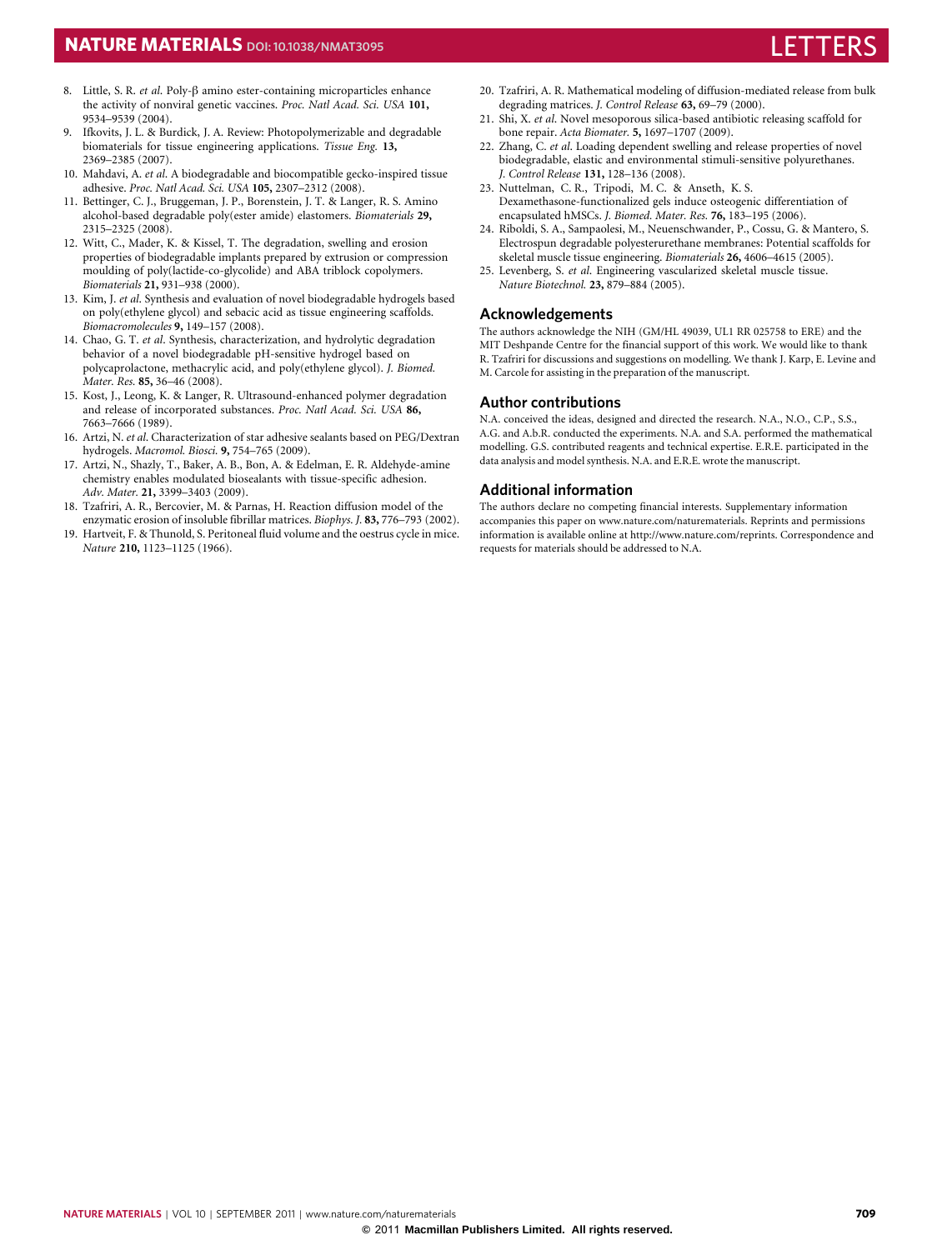8. Little, S. R. *et al.* Poly-β amino ester-containing microparticles enhance the activity of nonviral genetic vaccines. *Proc. Natl Acad. Sci. USA* **101,** 9534–9539 (2004).
9. Ifkovits, J. L. & Burdick, J. A. Review: Photopolymerizable and degradable biomaterials for tissue engineering applications. *Tissue Eng.* **13,** 2369–2385 (2007).
10. Mahdavi, A. *et al.* A biodegradable and biocompatible gecko-inspired tissue adhesive. *Proc. Natl Acad. Sci. USA* **105,** 2307–2312 (2008).
11. Bettinger, C. J., Bruggeman, J. P., Borenstein, J. T. & Langer, R. S. Amino alcohol-based degradable poly(ester amide) elastomers. *Biomaterials* **29,** 2315–2325 (2008).
12. Witt, C., Mader, K. & Kissel, T. The degradation, swelling and erosion properties of biodegradable implants prepared by extrusion or compression moulding of poly(lactide-co-glycolide) and ABA triblock copolymers. *Biomaterials* **21,** 931–938 (2000).
13. Kim, J. *et al.* Synthesis and evaluation of novel biodegradable hydrogels based on poly(ethylene glycol) and sebacic acid as tissue engineering scaffolds. *Biomacromolecules* **9,** 149–157 (2008).
14. Chao, G. T. *et al.* Synthesis, characterization, and hydrolytic degradation behavior of a novel biodegradable pH-sensitive hydrogel based on polycaprolactone, methacrylic acid, and poly(ethylene glycol). *J. Biomed. Mater. Res.* **85,** 36–46 (2008).
15. Kost, J., Leong, K. & Langer, R. Ultrasound-enhanced polymer degradation and release of incorporated substances. *Proc. Natl Acad. Sci. USA* **86,** 7663–7666 (1989).
16. Artzi, N. *et al.* Characterization of star adhesive sealants based on PEG/Dextran hydrogels. *Macromol. Biosci.* **9,** 754–765 (2009).
17. Artzi, N., Shazly, T., Baker, A. B., Bon, A. & Edelman, E. R. Aldehyde-amine chemistry enables modulated biosealants with tissue-specific adhesion. *Adv. Mater.* **21,** 3399–3403 (2009).
18. Tzafriri, A. R., Bercovier, M. & Parnas, H. Reaction diffusion model of the enzymatic erosion of insoluble fibrillar matrices. *Biophys. J.* **83,** 776–793 (2002).
19. Hartveit, F. & Thunold, S. Peritoneal fluid volume and the oestrus cycle in mice. *Nature* **210,** 1123–1125 (1966).
20. Tzafriri, A. R. Mathematical modeling of diffusion-mediated release from bulk degrading matrices. *J. Control Release* **63,** 69–79 (2000).
21. Shi, X. *et al.* Novel mesoporous silica-based antibiotic releasing scaffold for bone repair. *Acta Biomater.* **5,** 1697–1707 (2009).
22. Zhang, C. *et al.* Loading dependent swelling and release properties of novel biodegradable, elastic and environmental stimuli-sensitive polyurethanes. *J. Control Release* **131,** 128–136 (2008).
23. Nuttelman, C. R., Tripodi, M. C. & Anseth, K. S. Dexamethasone-functionalized gels induce osteogenic differentiation of encapsulated hMSCs. *J. Biomed. Mater. Res.* **76,** 183–195 (2006).
24. Riboldi, S. A., Sampaolesi, M., Neuenschwander, P., Cossu, G. & Mantero, S. Electrospun degradable polyesterurethane membranes: Potential scaffolds for skeletal muscle tissue engineering. *Biomaterials* **26,** 4606–4615 (2005).
25. Levenberg, S. *et al.* Engineering vascularized skeletal muscle tissue. *Nature Biotechnol.* **23,** 879–884 (2005).

## Acknowledgements

The authors acknowledge the NIH (GM/HL 49039, UL1 RR 025758 to ERE) and the MIT Deshpande Centre for the financial support of this work. We would like to thank R. Tzafriri for discussions and suggestions on modelling. We thank J. Karp, E. Levine and M. Carcole for assisting in the preparation of the manuscript.

## Author contributions

N.A. conceived the ideas, designed and directed the research. N.A., N.O., C.P., S.S., A.G. and A.b.R. conducted the experiments. N.A. and S.A. performed the mathematical modelling. G.S. contributed reagents and technical expertise. E.R.E. participated in the data analysis and model synthesis. N.A. and E.R.E. wrote the manuscript.

## Additional information

The authors declare no competing financial interests. Supplementary information accompanies this paper on www.nature.com/naturematerials. Reprints and permissions information is available online at http://www.nature.com/reprints. Correspondence and requests for materials should be addressed to N.A.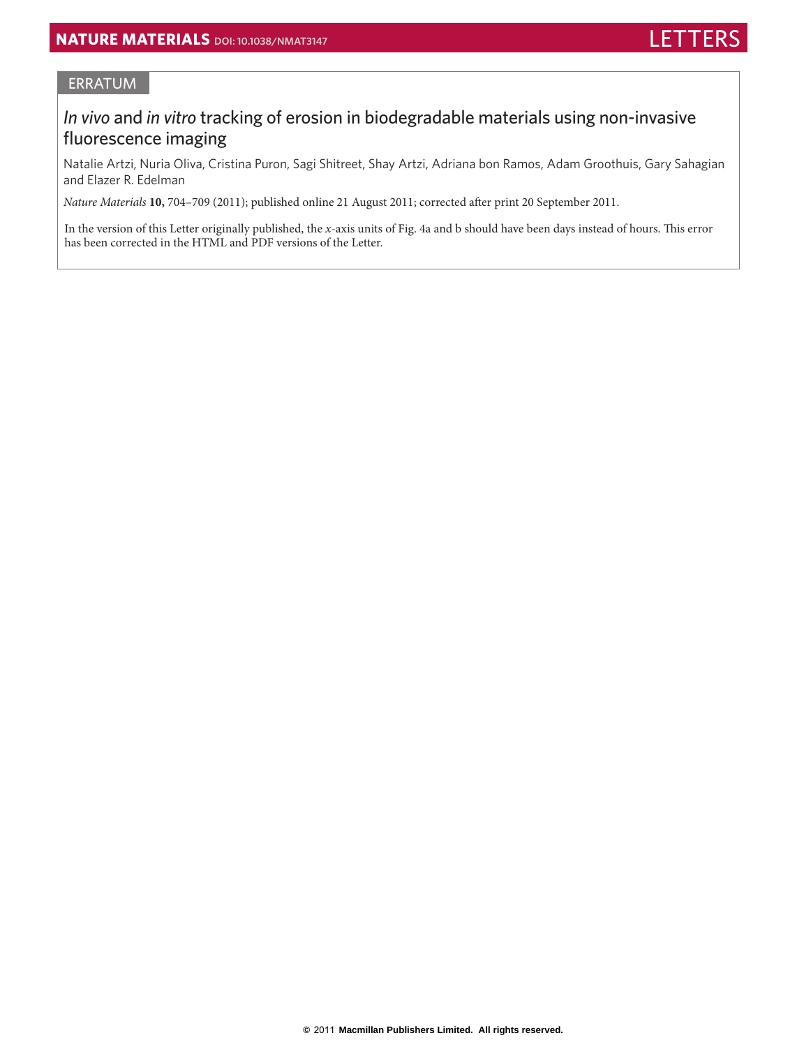## ERRATUM

# *In vivo* and *in vitro* tracking of erosion in biodegradable materials using non-invasive fluorescence imaging

Natalie Artzi, Nuria Oliva, Cristina Puron, Sagi Shitreet, Shay Artzi, Adriana bon Ramos, Adam Groothuis, Gary Sahagian and Elazer R. Edelman

*Nature Materials* **10,** 704–709 (2011); published online 21 August 2011; corrected after print 20 September 2011.

In the version of this Letter originally published, the *x*-axis units of Fig. 4a and b should have been days instead of hours. This error has been corrected in the HTML and PDF versions of the Letter.